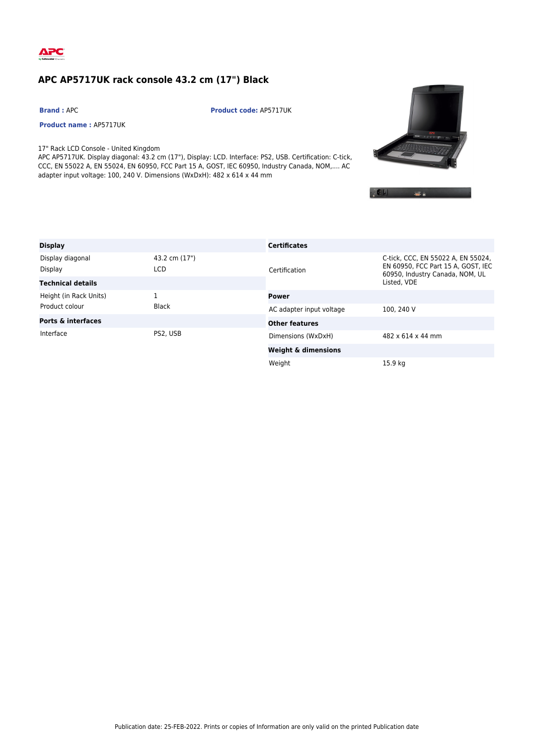# APC AP5717UK rack console 43.2 cm (17") Black

**Brand :** APC

**Product code:** AP5717UK

**Product name :** AP5717UK

17" Rack LCD Console - United Kingdom
APC AP5717UK. Display diagonal: 43.2 cm (17"), Display: LCD. Interface: PS2, USB. Certification: C-tick, CCC, EN 55022 A, EN 55024, EN 60950, FCC Part 15 A, GOST, IEC 60950, Industry Canada, NOM,.... AC adapter input voltage: 100, 240 V. Dimensions (WxDxH): 482 x 614 x 44 mm

| **Display** | |
|---|---|
| Display diagonal | 43.2 cm (17") |
| Display | LCD |
| **Technical details** | |
| Height (in Rack Units) | 1 |
| Product colour | Black |
| **Ports & interfaces** | |
| Interface | PS2, USB |

| **Certificates** | |
|---|---|
| Certification | C-tick, CCC, EN 55022 A, EN 55024, EN 60950, FCC Part 15 A, GOST, IEC 60950, Industry Canada, NOM, UL Listed, VDE |
| **Power** | |
| AC adapter input voltage | 100, 240 V |
| **Other features** | |
| Dimensions (WxDxH) | 482 x 614 x 44 mm |
| **Weight & dimensions** | |
| Weight | 15.9 kg |

Publication date: 25-FEB-2022. Prints or copies of Information are only valid on the printed Publication date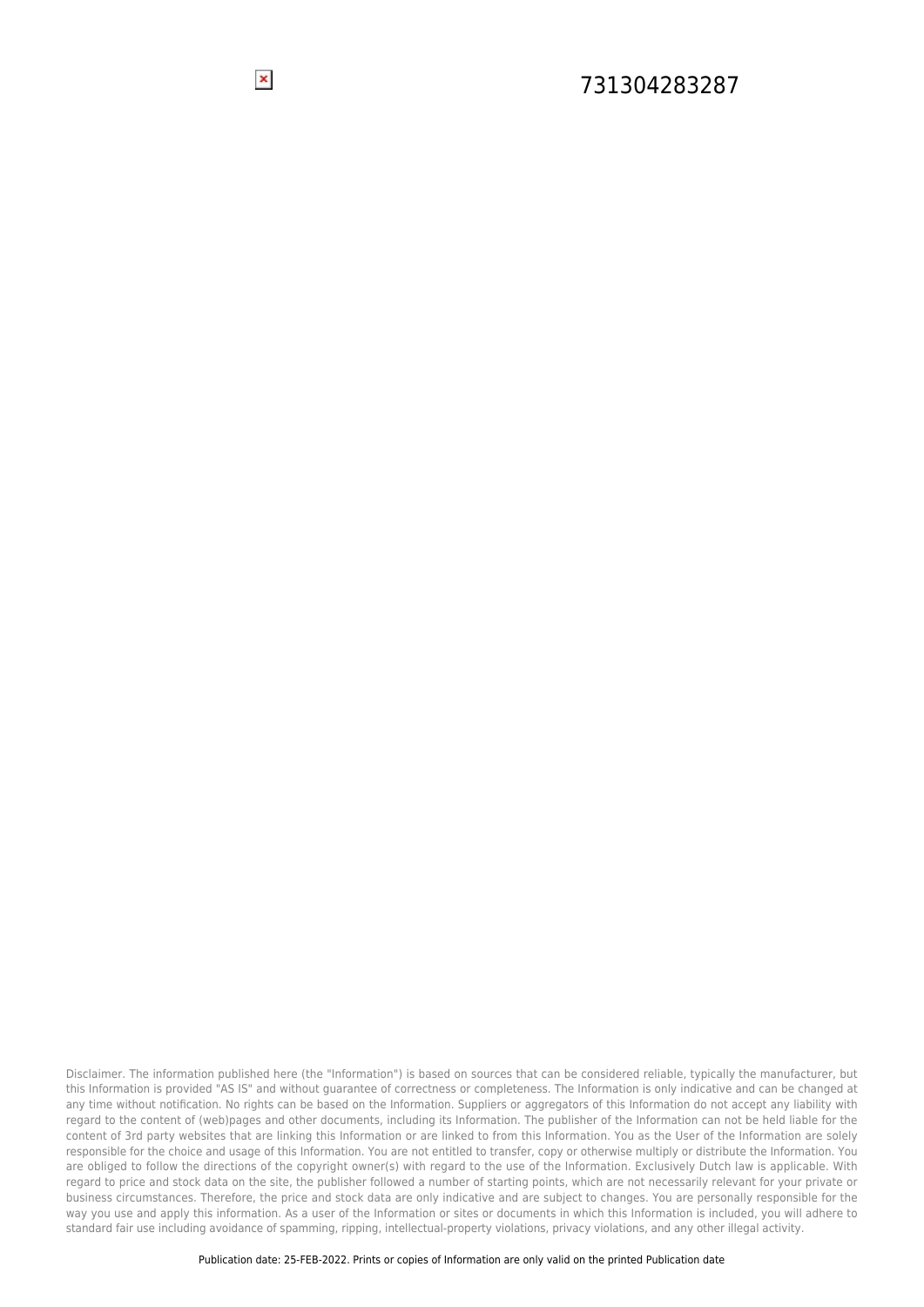731304283287

Disclaimer. The information published here (the "Information") is based on sources that can be considered reliable, typically the manufacturer, but this Information is provided "AS IS" and without guarantee of correctness or completeness. The Information is only indicative and can be changed at any time without notification. No rights can be based on the Information. Suppliers or aggregators of this Information do not accept any liability with regard to the content of (web)pages and other documents, including its Information. The publisher of the Information can not be held liable for the content of 3rd party websites that are linking this Information or are linked to from this Information. You as the User of the Information are solely responsible for the choice and usage of this Information. You are not entitled to transfer, copy or otherwise multiply or distribute the Information. You are obliged to follow the directions of the copyright owner(s) with regard to the use of the Information. Exclusively Dutch law is applicable. With regard to price and stock data on the site, the publisher followed a number of starting points, which are not necessarily relevant for your private or business circumstances. Therefore, the price and stock data are only indicative and are subject to changes. You are personally responsible for the way you use and apply this information. As a user of the Information or sites or documents in which this Information is included, you will adhere to standard fair use including avoidance of spamming, ripping, intellectual-property violations, privacy violations, and any other illegal activity.

Publication date: 25-FEB-2022. Prints or copies of Information are only valid on the printed Publication date